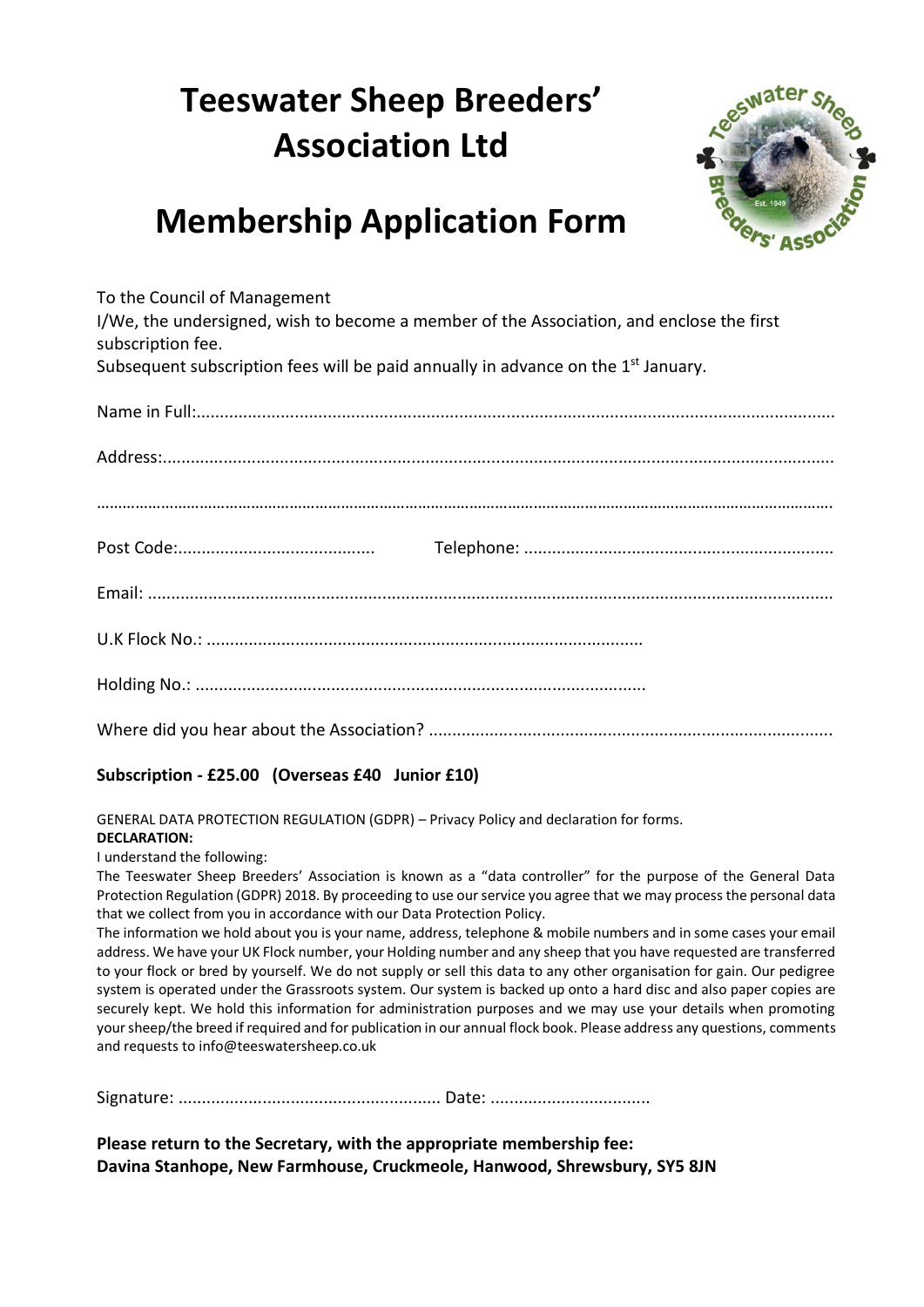# Teeswater Sheep Breeders' Association Ltd

# Membership Application Form

To the Council of Management
I/We, the undersigned, wish to become a member of the Association, and enclose the first subscription fee.
Subsequent subscription fees will be paid annually in advance on the 1st January.

Name in Full:........................................................................................................................................

Address:..............................................................................................................................................

……………………………………………………………………………………………………………………………………………………

Post Code:.......................................... Telephone: ..................................................................

Email: ...................................................................................................................................................

U.K Flock No.: ............................................................................................

Holding No.: ...............................................................................................

Where did you hear about the Association? .....................................................................................

**Subscription - £25.00 (Overseas £40 Junior £10)**

GENERAL DATA PROTECTION REGULATION (GDPR) – Privacy Policy and declaration for forms.

**DECLARATION:**

I understand the following:

The Teeswater Sheep Breeders' Association is known as a "data controller" for the purpose of the General Data Protection Regulation (GDPR) 2018. By proceeding to use our service you agree that we may process the personal data that we collect from you in accordance with our Data Protection Policy.

The information we hold about you is your name, address, telephone & mobile numbers and in some cases your email address. We have your UK Flock number, your Holding number and any sheep that you have requested are transferred to your flock or bred by yourself. We do not supply or sell this data to any other organisation for gain. Our pedigree system is operated under the Grassroots system. Our system is backed up onto a hard disc and also paper copies are securely kept. We hold this information for administration purposes and we may use your details when promoting your sheep/the breed if required and for publication in our annual flock book. Please address any questions, comments and requests to info@teeswatersheep.co.uk

Signature: ....................................................... Date: .................................

**Please return to the Secretary, with the appropriate membership fee:**
**Davina Stanhope, New Farmhouse, Cruckmeole, Hanwood, Shrewsbury, SY5 8JN**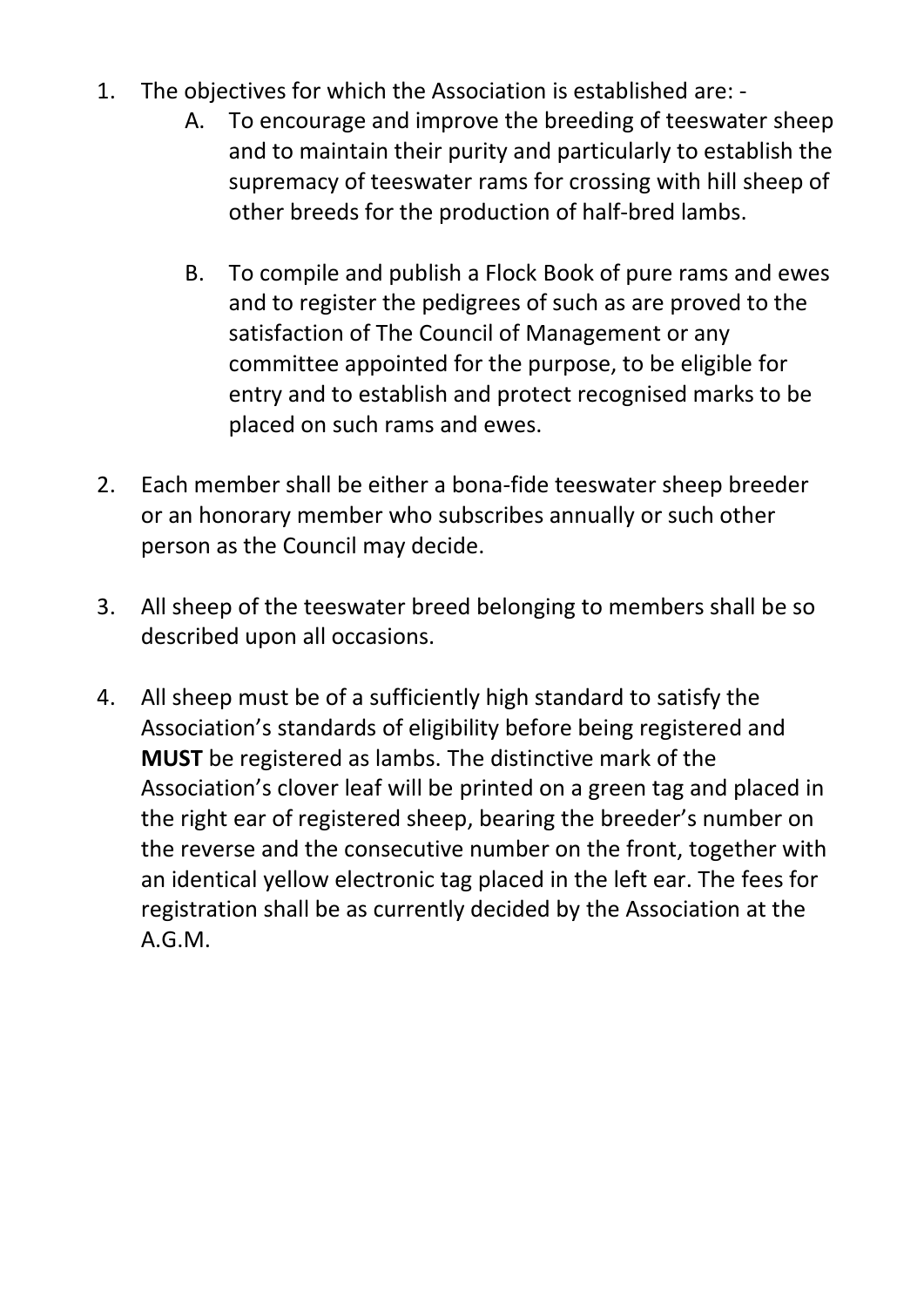1. The objectives for which the Association is established are: -
    A. To encourage and improve the breeding of teeswater sheep and to maintain their purity and particularly to establish the supremacy of teeswater rams for crossing with hill sheep of other breeds for the production of half-bred lambs.

    B. To compile and publish a Flock Book of pure rams and ewes and to register the pedigrees of such as are proved to the satisfaction of The Council of Management or any committee appointed for the purpose, to be eligible for entry and to establish and protect recognised marks to be placed on such rams and ewes.

2. Each member shall be either a bona-fide teeswater sheep breeder or an honorary member who subscribes annually or such other person as the Council may decide.

3. All sheep of the teeswater breed belonging to members shall be so described upon all occasions.

4. All sheep must be of a sufficiently high standard to satisfy the Association's standards of eligibility before being registered and **MUST** be registered as lambs. The distinctive mark of the Association's clover leaf will be printed on a green tag and placed in the right ear of registered sheep, bearing the breeder's number on the reverse and the consecutive number on the front, together with an identical yellow electronic tag placed in the left ear. The fees for registration shall be as currently decided by the Association at the A.G.M.